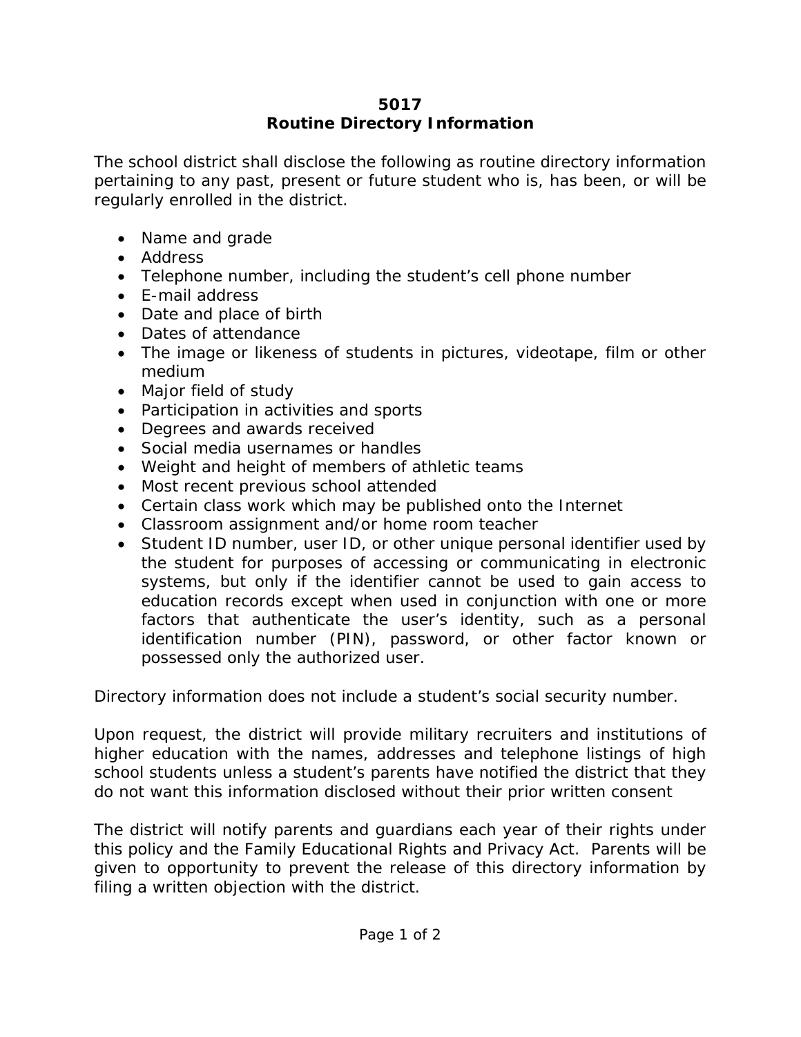# 5017
# Routine Directory Information

The school district shall disclose the following as routine directory information pertaining to any past, present or future student who is, has been, or will be regularly enrolled in the district.

- Name and grade
- Address
- Telephone number, including the student's cell phone number
- E-mail address
- Date and place of birth
- Dates of attendance
- The image or likeness of students in pictures, videotape, film or other medium
- Major field of study
- Participation in activities and sports
- Degrees and awards received
- Social media usernames or handles
- Weight and height of members of athletic teams
- Most recent previous school attended
- Certain class work which may be published onto the Internet
- Classroom assignment and/or home room teacher
- Student ID number, user ID, or other unique personal identifier used by the student for purposes of accessing or communicating in electronic systems, but only if the identifier cannot be used to gain access to education records except when used in conjunction with one or more factors that authenticate the user's identity, such as a personal identification number (PIN), password, or other factor known or possessed only the authorized user.

Directory information does not include a student's social security number.

Upon request, the district will provide military recruiters and institutions of higher education with the names, addresses and telephone listings of high school students unless a student's parents have notified the district that they do not want this information disclosed without their prior written consent

The district will notify parents and guardians each year of their rights under this policy and the Family Educational Rights and Privacy Act. Parents will be given to opportunity to prevent the release of this directory information by filing a written objection with the district.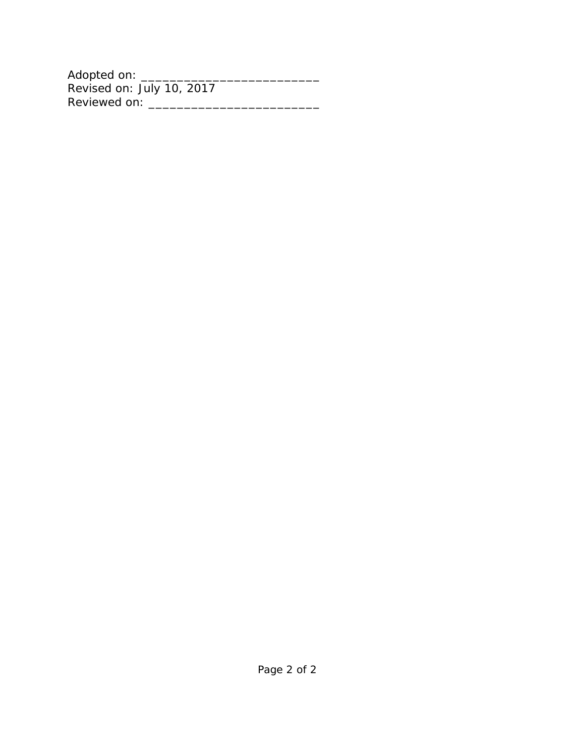Adopted on: __________________________
Revised on: July 10, 2017
Reviewed on: ________________________